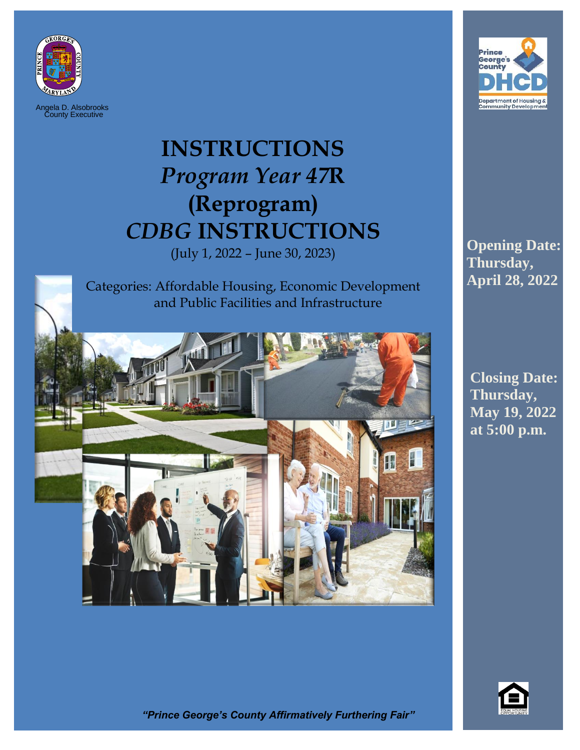Angela D. Alsobrooks
County Executive

Prince George's County DHCD Department of Housing & Community Development

# INSTRUCTIONS *Program Year 47*R (Reprogram) *CDBG* INSTRUCTIONS

(July 1, 2022 – June 30, 2023)

Categories: Affordable Housing, Economic Development and Public Facilities and Infrastructure

**Opening Date: Thursday, April 28, 2022**

**Closing Date: Thursday, May 19, 2022 at 5:00 p.m.**

***"Prince George's County Affirmatively Furthering Fair"***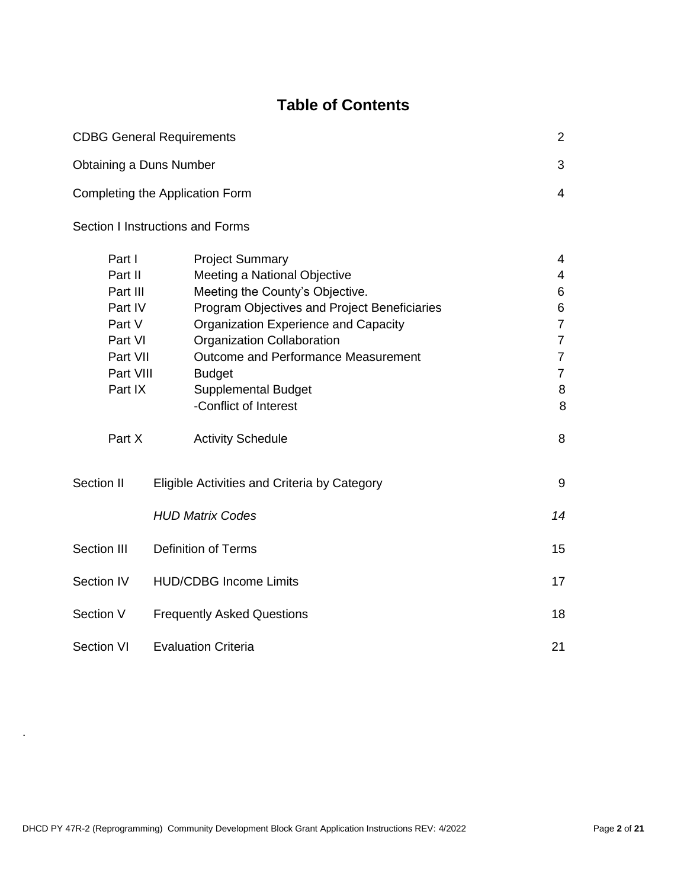# Table of Contents

| | | |
|---|---|---|
| CDBG General Requirements | | 2 |
| Obtaining a Duns Number | | 3 |
| Completing the Application Form | | 4 |
| Section I Instructions and Forms | | |
| Part I | Project Summary | 4 |
| Part II | Meeting a National Objective | 4 |
| Part III | Meeting the County's Objective. | 6 |
| Part IV | Program Objectives and Project Beneficiaries | 6 |
| Part V | Organization Experience and Capacity | 7 |
| Part VI | Organization Collaboration | 7 |
| Part VII | Outcome and Performance Measurement | 7 |
| Part VIII | Budget | 7 |
| Part IX | Supplemental Budget | 8 |
| | -Conflict of Interest | 8 |
| Part X | Activity Schedule | 8 |
| Section II | Eligible Activities and Criteria by Category | 9 |
| | *HUD Matrix Codes* | *14* |
| Section III | Definition of Terms | 15 |
| Section IV | HUD/CDBG Income Limits | 17 |
| Section V | Frequently Asked Questions | 18 |
| Section VI | Evaluation Criteria | 21 |

.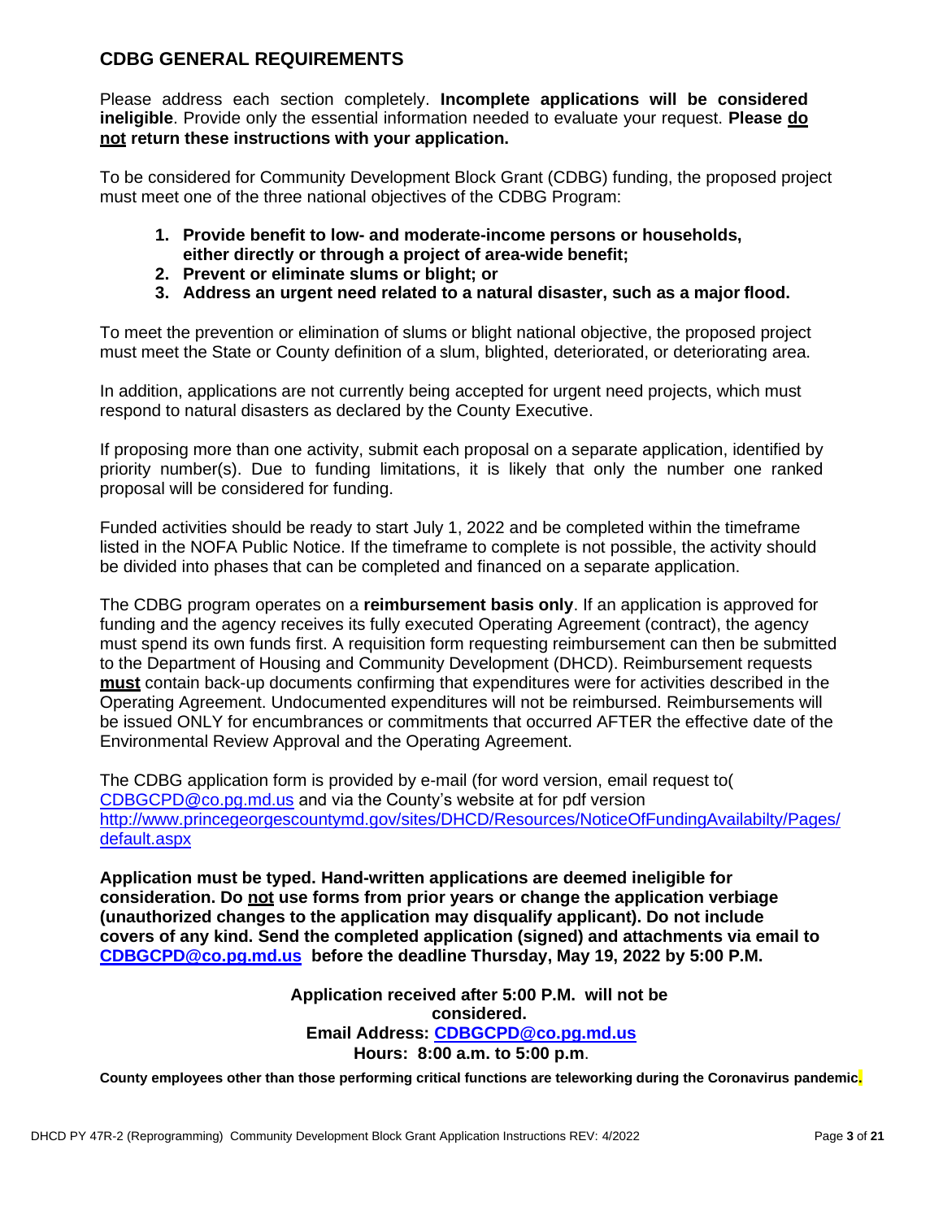## CDBG GENERAL REQUIREMENTS

Please address each section completely. **Incomplete applications will be considered ineligible**. Provide only the essential information needed to evaluate your request. **Please <u>do not</u> return these instructions with your application.**

To be considered for Community Development Block Grant (CDBG) funding, the proposed project must meet one of the three national objectives of the CDBG Program:

1. **Provide benefit to low- and moderate-income persons or households, either directly or through a project of area-wide benefit;**
2. **Prevent or eliminate slums or blight; or**
3. **Address an urgent need related to a natural disaster, such as a major flood.**

To meet the prevention or elimination of slums or blight national objective, the proposed project must meet the State or County definition of a slum, blighted, deteriorated, or deteriorating area.

In addition, applications are not currently being accepted for urgent need projects, which must respond to natural disasters as declared by the County Executive.

If proposing more than one activity, submit each proposal on a separate application, identified by priority number(s). Due to funding limitations, it is likely that only the number one ranked proposal will be considered for funding.

Funded activities should be ready to start July 1, 2022 and be completed within the timeframe listed in the NOFA Public Notice. If the timeframe to complete is not possible, the activity should be divided into phases that can be completed and financed on a separate application.

The CDBG program operates on a **reimbursement basis only**. If an application is approved for funding and the agency receives its fully executed Operating Agreement (contract), the agency must spend its own funds first. A requisition form requesting reimbursement can then be submitted to the Department of Housing and Community Development (DHCD). Reimbursement requests **<u>must</u>** contain back-up documents confirming that expenditures were for activities described in the Operating Agreement. Undocumented expenditures will not be reimbursed. Reimbursements will be issued ONLY for encumbrances or commitments that occurred AFTER the effective date of the Environmental Review Approval and the Operating Agreement.

The CDBG application form is provided by e-mail (for word version, email request to( CDBGCPD@co.pg.md.us and via the County's website at for pdf version http://www.princegeorgescountymd.gov/sites/DHCD/Resources/NoticeOfFundingAvailabilty/Pages/default.aspx

**Application must be typed. Hand-written applications are deemed ineligible for consideration. Do <u>not</u> use forms from prior years or change the application verbiage (unauthorized changes to the application may disqualify applicant). Do not include covers of any kind. Send the completed application (signed) and attachments via email to CDBGCPD@co.pg.md.us before the deadline Thursday, May 19, 2022 by 5:00 P.M.**

**Application received after 5:00 P.M. will not be considered.**
**Email Address: CDBGCPD@co.pg.md.us**
**Hours: 8:00 a.m. to 5:00 p.m.**

**County employees other than those performing critical functions are teleworking during the Coronavirus pandemic.**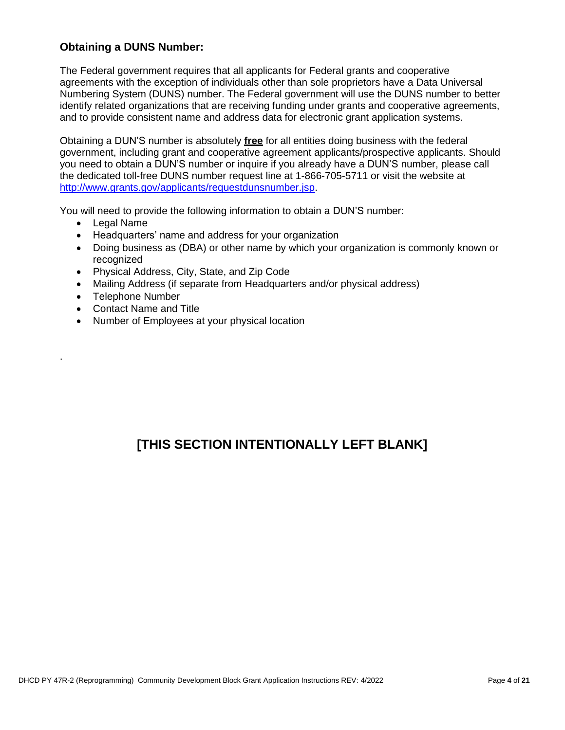### Obtaining a DUNS Number:

The Federal government requires that all applicants for Federal grants and cooperative agreements with the exception of individuals other than sole proprietors have a Data Universal Numbering System (DUNS) number. The Federal government will use the DUNS number to better identify related organizations that are receiving funding under grants and cooperative agreements, and to provide consistent name and address data for electronic grant application systems.

Obtaining a DUN'S number is absolutely **free** for all entities doing business with the federal government, including grant and cooperative agreement applicants/prospective applicants. Should you need to obtain a DUN'S number or inquire if you already have a DUN'S number, please call the dedicated toll-free DUNS number request line at 1-866-705-5711 or visit the website at http://www.grants.gov/applicants/requestdunsnumber.jsp.

You will need to provide the following information to obtain a DUN'S number:

- Legal Name
- Headquarters' name and address for your organization
- Doing business as (DBA) or other name by which your organization is commonly known or recognized
- Physical Address, City, State, and Zip Code
- Mailing Address (if separate from Headquarters and/or physical address)
- Telephone Number
- Contact Name and Title
- Number of Employees at your physical location

.

## [THIS SECTION INTENTIONALLY LEFT BLANK]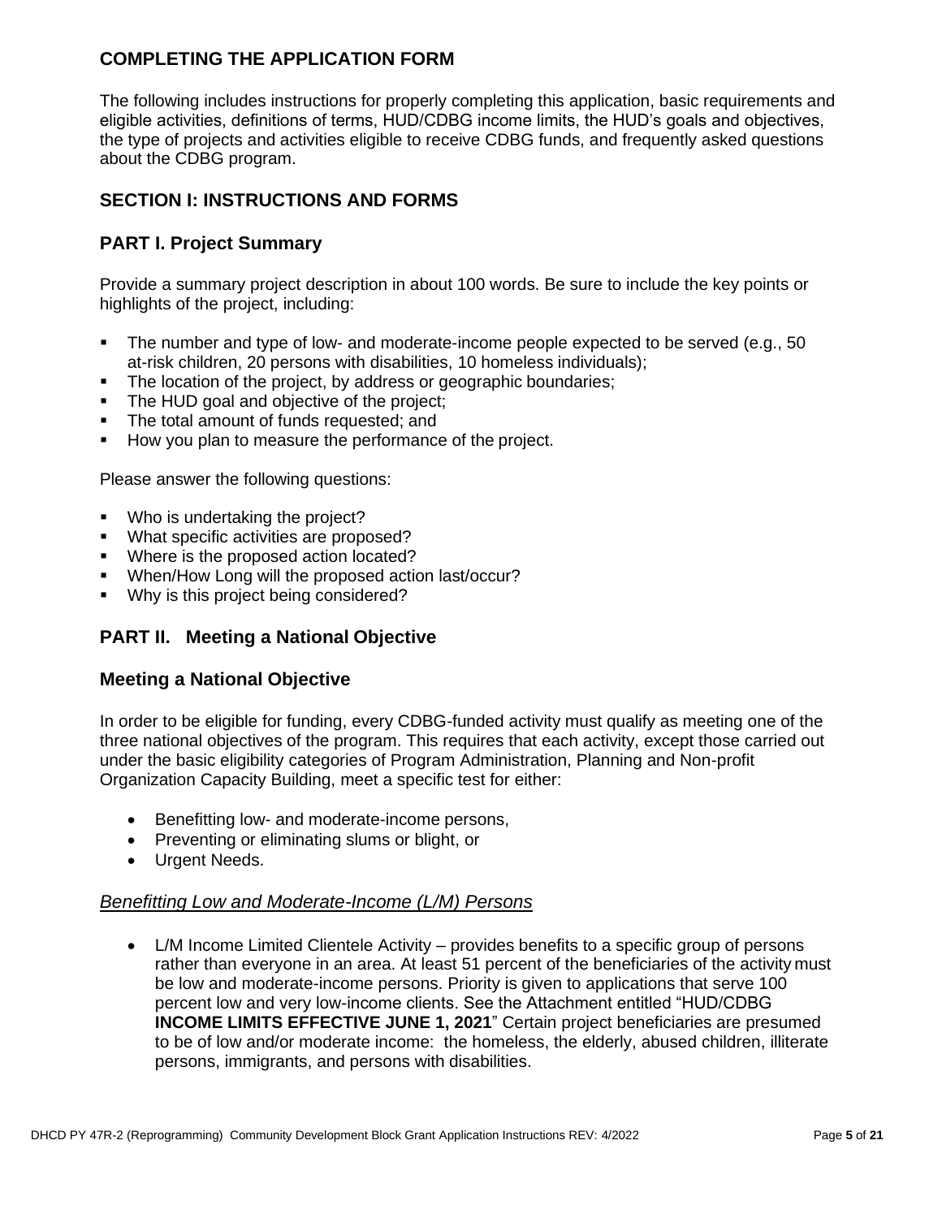## COMPLETING THE APPLICATION FORM

The following includes instructions for properly completing this application, basic requirements and eligible activities, definitions of terms, HUD/CDBG income limits, the HUD's goals and objectives, the type of projects and activities eligible to receive CDBG funds, and frequently asked questions about the CDBG program.

## SECTION I: INSTRUCTIONS AND FORMS

## PART I. Project Summary

Provide a summary project description in about 100 words. Be sure to include the key points or highlights of the project, including:

- The number and type of low- and moderate-income people expected to be served (e.g., 50 at-risk children, 20 persons with disabilities, 10 homeless individuals);
- The location of the project, by address or geographic boundaries;
- The HUD goal and objective of the project;
- The total amount of funds requested; and
- How you plan to measure the performance of the project.

Please answer the following questions:

- Who is undertaking the project?
- What specific activities are proposed?
- Where is the proposed action located?
- When/How Long will the proposed action last/occur?
- Why is this project being considered?

## PART II. Meeting a National Objective

### Meeting a National Objective

In order to be eligible for funding, every CDBG-funded activity must qualify as meeting one of the three national objectives of the program. This requires that each activity, except those carried out under the basic eligibility categories of Program Administration, Planning and Non-profit Organization Capacity Building, meet a specific test for either:

- Benefitting low- and moderate-income persons,
- Preventing or eliminating slums or blight, or
- Urgent Needs.

*Benefitting Low and Moderate-Income (L/M) Persons*

- L/M Income Limited Clientele Activity – provides benefits to a specific group of persons rather than everyone in an area. At least 51 percent of the beneficiaries of the activity must be low and moderate-income persons. Priority is given to applications that serve 100 percent low and very low-income clients. See the Attachment entitled "HUD/CDBG **INCOME LIMITS EFFECTIVE JUNE 1, 2021**" Certain project beneficiaries are presumed to be of low and/or moderate income: the homeless, the elderly, abused children, illiterate persons, immigrants, and persons with disabilities.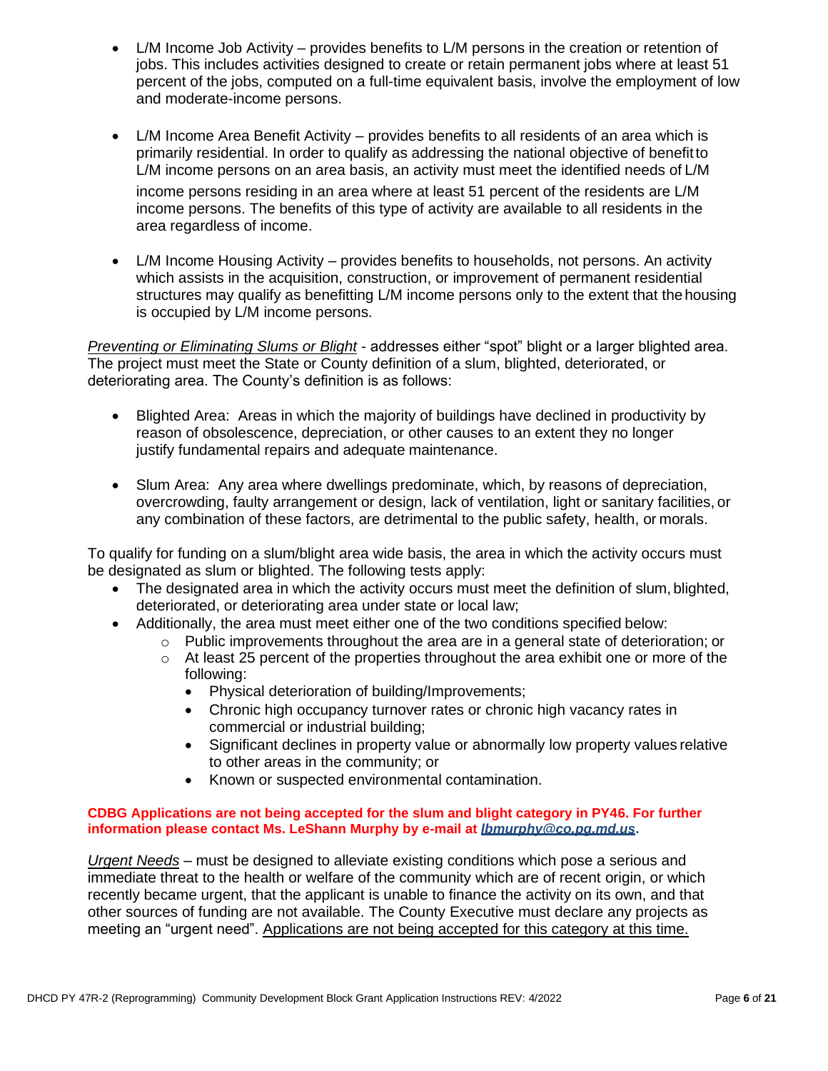- L/M Income Job Activity – provides benefits to L/M persons in the creation or retention of jobs. This includes activities designed to create or retain permanent jobs where at least 51 percent of the jobs, computed on a full-time equivalent basis, involve the employment of low and moderate-income persons.

- L/M Income Area Benefit Activity – provides benefits to all residents of an area which is primarily residential. In order to qualify as addressing the national objective of benefit to L/M income persons on an area basis, an activity must meet the identified needs of L/M income persons residing in an area where at least 51 percent of the residents are L/M income persons. The benefits of this type of activity are available to all residents in the area regardless of income.

- L/M Income Housing Activity – provides benefits to households, not persons. An activity which assists in the acquisition, construction, or improvement of permanent residential structures may qualify as benefitting L/M income persons only to the extent that the housing is occupied by L/M income persons.

<u>*Preventing or Eliminating Slums or Blight*</u> - addresses either "spot" blight or a larger blighted area. The project must meet the State or County definition of a slum, blighted, deteriorated, or deteriorating area. The County's definition is as follows:

- Blighted Area: Areas in which the majority of buildings have declined in productivity by reason of obsolescence, depreciation, or other causes to an extent they no longer justify fundamental repairs and adequate maintenance.

- Slum Area: Any area where dwellings predominate, which, by reasons of depreciation, overcrowding, faulty arrangement or design, lack of ventilation, light or sanitary facilities, or any combination of these factors, are detrimental to the public safety, health, or morals.

To qualify for funding on a slum/blight area wide basis, the area in which the activity occurs must be designated as slum or blighted. The following tests apply:

- The designated area in which the activity occurs must meet the definition of slum, blighted, deteriorated, or deteriorating area under state or local law;
- Additionally, the area must meet either one of the two conditions specified below:
  - Public improvements throughout the area are in a general state of deterioration; or
  - At least 25 percent of the properties throughout the area exhibit one or more of the following:
    - Physical deterioration of building/Improvements;
    - Chronic high occupancy turnover rates or chronic high vacancy rates in commercial or industrial building;
    - Significant declines in property value or abnormally low property values relative to other areas in the community; or
    - Known or suspected environmental contamination.

**CDBG Applications are not being accepted for the slum and blight category in PY46. For further information please contact Ms. LeShann Murphy by e-mail at [lbmurphy@co.pg.md.us](mailto:lbmurphy@co.pg.md.us).**

<u>*Urgent Needs*</u> – must be designed to alleviate existing conditions which pose a serious and immediate threat to the health or welfare of the community which are of recent origin, or which recently became urgent, that the applicant is unable to finance the activity on its own, and that other sources of funding are not available. The County Executive must declare any projects as meeting an "urgent need". <u>Applications are not being accepted for this category at this time.</u>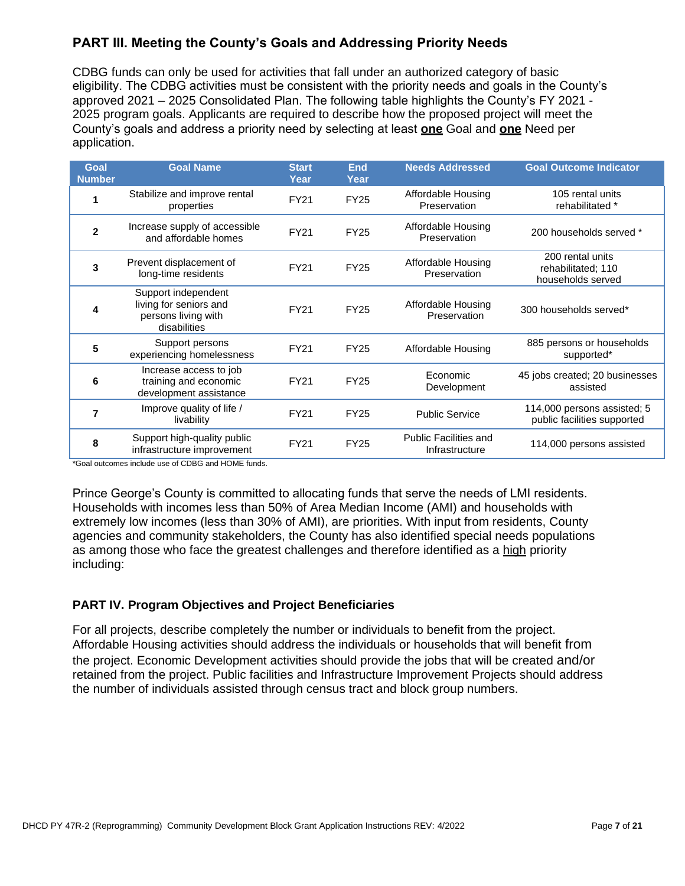## PART III. Meeting the County's Goals and Addressing Priority Needs

CDBG funds can only be used for activities that fall under an authorized category of basic eligibility. The CDBG activities must be consistent with the priority needs and goals in the County's approved 2021 – 2025 Consolidated Plan. The following table highlights the County's FY 2021 - 2025 program goals. Applicants are required to describe how the proposed project will meet the County's goals and address a priority need by selecting at least **one** Goal and **one** Need per application.

| Goal Number | Goal Name | Start Year | End Year | Needs Addressed | Goal Outcome Indicator |
|---|---|---|---|---|---|
| 1 | Stabilize and improve rental properties | FY21 | FY25 | Affordable Housing Preservation | 105 rental units rehabilitated * |
| 2 | Increase supply of accessible and affordable homes | FY21 | FY25 | Affordable Housing Preservation | 200 households served * |
| 3 | Prevent displacement of long-time residents | FY21 | FY25 | Affordable Housing Preservation | 200 rental units rehabilitated; 110 households served |
| 4 | Support independent living for seniors and persons living with disabilities | FY21 | FY25 | Affordable Housing Preservation | 300 households served* |
| 5 | Support persons experiencing homelessness | FY21 | FY25 | Affordable Housing | 885 persons or households supported* |
| 6 | Increase access to job training and economic development assistance | FY21 | FY25 | Economic Development | 45 jobs created; 20 businesses assisted |
| 7 | Improve quality of life / livability | FY21 | FY25 | Public Service | 114,000 persons assisted; 5 public facilities supported |
| 8 | Support high-quality public infrastructure improvement | FY21 | FY25 | Public Facilities and Infrastructure | 114,000 persons assisted |

*Goal outcomes include use of CDBG and HOME funds.

Prince George's County is committed to allocating funds that serve the needs of LMI residents. Households with incomes less than 50% of Area Median Income (AMI) and households with extremely low incomes (less than 30% of AMI), are priorities. With input from residents, County agencies and community stakeholders, the County has also identified special needs populations as among those who face the greatest challenges and therefore identified as a high priority including:

## PART IV. Program Objectives and Project Beneficiaries

For all projects, describe completely the number or individuals to benefit from the project. Affordable Housing activities should address the individuals or households that will benefit from the project. Economic Development activities should provide the jobs that will be created and/or retained from the project. Public facilities and Infrastructure Improvement Projects should address the number of individuals assisted through census tract and block group numbers.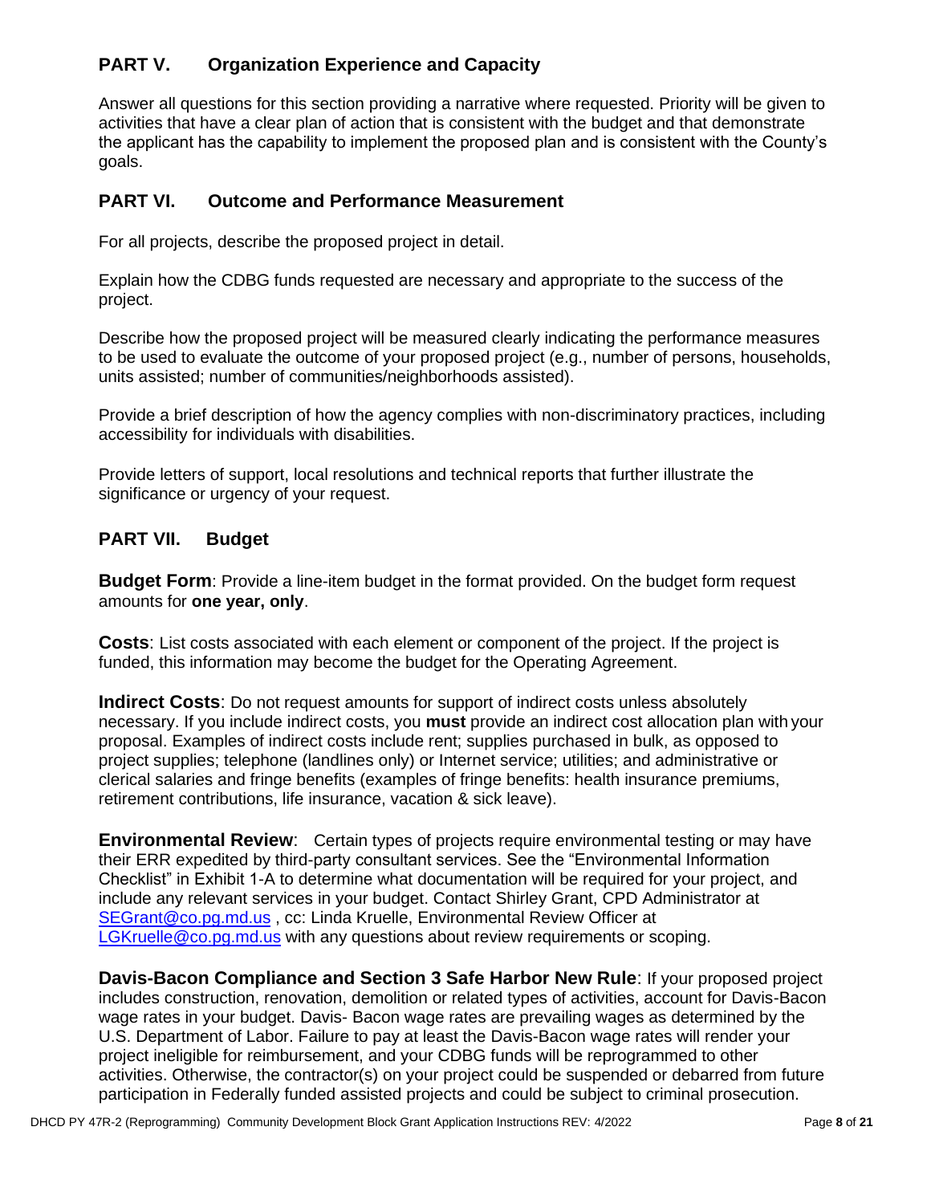## PART V. Organization Experience and Capacity

Answer all questions for this section providing a narrative where requested. Priority will be given to activities that have a clear plan of action that is consistent with the budget and that demonstrate the applicant has the capability to implement the proposed plan and is consistent with the County's goals.

## PART VI. Outcome and Performance Measurement

For all projects, describe the proposed project in detail.

Explain how the CDBG funds requested are necessary and appropriate to the success of the project.

Describe how the proposed project will be measured clearly indicating the performance measures to be used to evaluate the outcome of your proposed project (e.g., number of persons, households, units assisted; number of communities/neighborhoods assisted).

Provide a brief description of how the agency complies with non-discriminatory practices, including accessibility for individuals with disabilities.

Provide letters of support, local resolutions and technical reports that further illustrate the significance or urgency of your request.

## PART VII. Budget

**Budget Form**: Provide a line-item budget in the format provided. On the budget form request amounts for **one year, only**.

**Costs**: List costs associated with each element or component of the project. If the project is funded, this information may become the budget for the Operating Agreement.

**Indirect Costs**: Do not request amounts for support of indirect costs unless absolutely necessary. If you include indirect costs, you **must** provide an indirect cost allocation plan with your proposal. Examples of indirect costs include rent; supplies purchased in bulk, as opposed to project supplies; telephone (landlines only) or Internet service; utilities; and administrative or clerical salaries and fringe benefits (examples of fringe benefits: health insurance premiums, retirement contributions, life insurance, vacation & sick leave).

**Environmental Review**: Certain types of projects require environmental testing or may have their ERR expedited by third-party consultant services. See the "Environmental Information Checklist" in Exhibit 1-A to determine what documentation will be required for your project, and include any relevant services in your budget. Contact Shirley Grant, CPD Administrator at SEGrant@co.pg.md.us , cc: Linda Kruelle, Environmental Review Officer at LGKruelle@co.pg.md.us with any questions about review requirements or scoping.

**Davis-Bacon Compliance and Section 3 Safe Harbor New Rule**: If your proposed project includes construction, renovation, demolition or related types of activities, account for Davis-Bacon wage rates in your budget. Davis- Bacon wage rates are prevailing wages as determined by the U.S. Department of Labor. Failure to pay at least the Davis-Bacon wage rates will render your project ineligible for reimbursement, and your CDBG funds will be reprogrammed to other activities. Otherwise, the contractor(s) on your project could be suspended or debarred from future participation in Federally funded assisted projects and could be subject to criminal prosecution.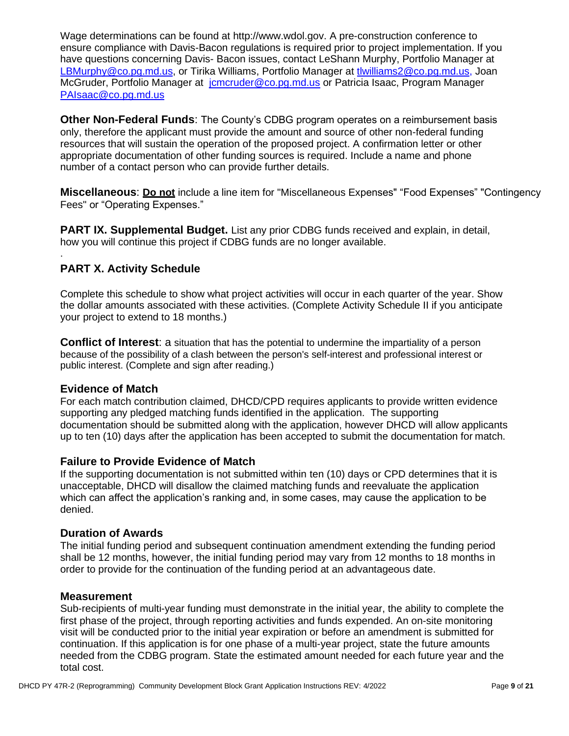Wage determinations can be found at http://www.wdol.gov. A pre-construction conference to ensure compliance with Davis-Bacon regulations is required prior to project implementation. If you have questions concerning Davis- Bacon issues, contact LeShann Murphy, Portfolio Manager at LBMurphy@co.pg.md.us, or Tirika Williams, Portfolio Manager at tlwilliams2@co.pg.md.us, Joan McGruder, Portfolio Manager at jcmcruder@co.pg.md.us or Patricia Isaac, Program Manager PAIsaac@co.pg.md.us

**Other Non-Federal Funds**: The County's CDBG program operates on a reimbursement basis only, therefore the applicant must provide the amount and source of other non-federal funding resources that will sustain the operation of the proposed project. A confirmation letter or other appropriate documentation of other funding sources is required. Include a name and phone number of a contact person who can provide further details.

**Miscellaneous**: **Do not** include a line item for "Miscellaneous Expenses" "Food Expenses" "Contingency Fees" or "Operating Expenses."

**PART IX. Supplemental Budget.** List any prior CDBG funds received and explain, in detail, how you will continue this project if CDBG funds are no longer available.

## PART X. Activity Schedule

Complete this schedule to show what project activities will occur in each quarter of the year. Show the dollar amounts associated with these activities. (Complete Activity Schedule II if you anticipate your project to extend to 18 months.)

**Conflict of Interest**: a situation that has the potential to undermine the impartiality of a person because of the possibility of a clash between the person's self-interest and professional interest or public interest. (Complete and sign after reading.)

### Evidence of Match

For each match contribution claimed, DHCD/CPD requires applicants to provide written evidence supporting any pledged matching funds identified in the application. The supporting documentation should be submitted along with the application, however DHCD will allow applicants up to ten (10) days after the application has been accepted to submit the documentation for match.

### Failure to Provide Evidence of Match

If the supporting documentation is not submitted within ten (10) days or CPD determines that it is unacceptable, DHCD will disallow the claimed matching funds and reevaluate the application which can affect the application's ranking and, in some cases, may cause the application to be denied.

### Duration of Awards

The initial funding period and subsequent continuation amendment extending the funding period shall be 12 months, however, the initial funding period may vary from 12 months to 18 months in order to provide for the continuation of the funding period at an advantageous date.

### Measurement

Sub-recipients of multi-year funding must demonstrate in the initial year, the ability to complete the first phase of the project, through reporting activities and funds expended. An on-site monitoring visit will be conducted prior to the initial year expiration or before an amendment is submitted for continuation. If this application is for one phase of a multi-year project, state the future amounts needed from the CDBG program. State the estimated amount needed for each future year and the total cost.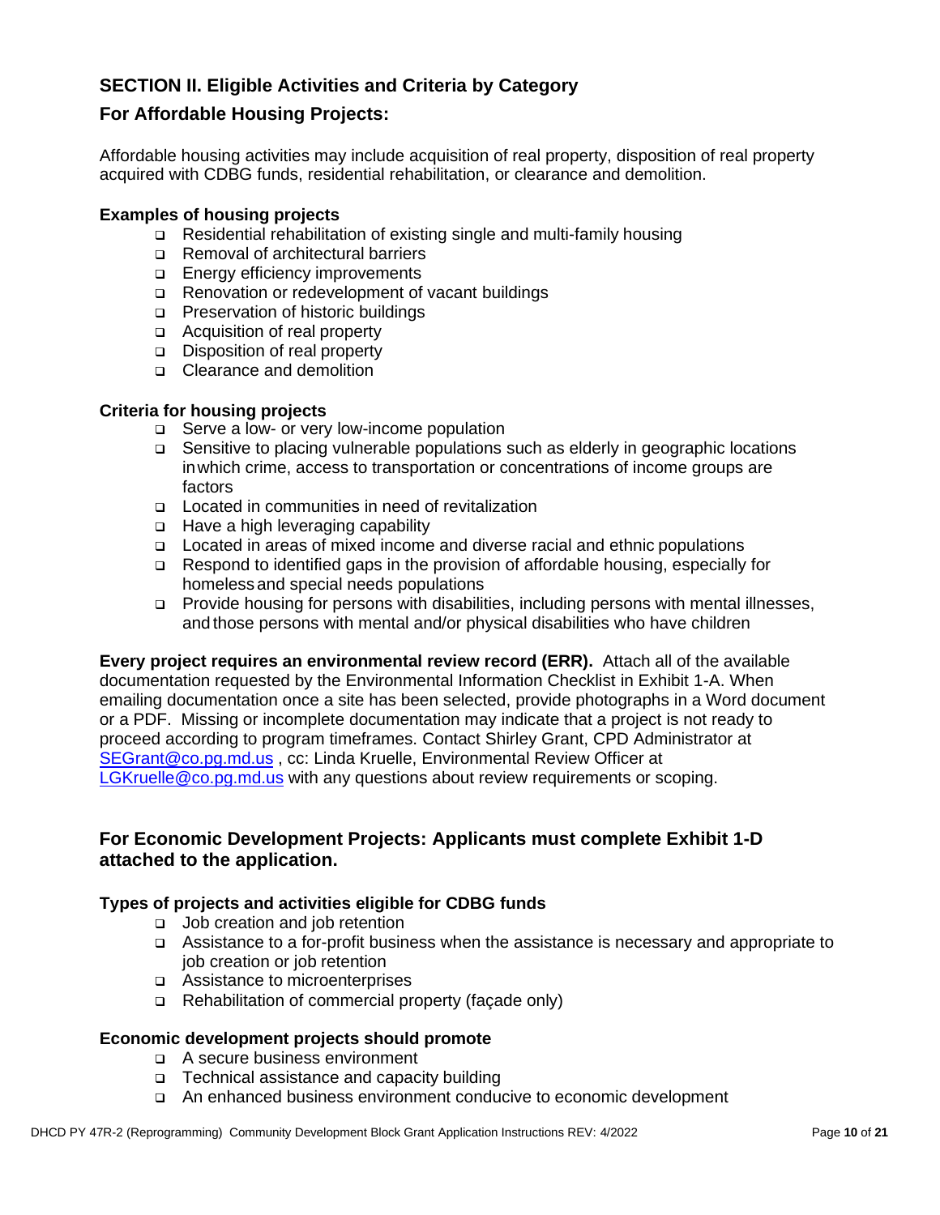## SECTION II. Eligible Activities and Criteria by Category

## For Affordable Housing Projects:

Affordable housing activities may include acquisition of real property, disposition of real property acquired with CDBG funds, residential rehabilitation, or clearance and demolition.

### Examples of housing projects

- Residential rehabilitation of existing single and multi-family housing
- Removal of architectural barriers
- Energy efficiency improvements
- Renovation or redevelopment of vacant buildings
- Preservation of historic buildings
- Acquisition of real property
- Disposition of real property
- Clearance and demolition

### Criteria for housing projects

- Serve a low- or very low-income population
- Sensitive to placing vulnerable populations such as elderly in geographic locations in which crime, access to transportation or concentrations of income groups are factors
- Located in communities in need of revitalization
- Have a high leveraging capability
- Located in areas of mixed income and diverse racial and ethnic populations
- Respond to identified gaps in the provision of affordable housing, especially for homeless and special needs populations
- Provide housing for persons with disabilities, including persons with mental illnesses, and those persons with mental and/or physical disabilities who have children

**Every project requires an environmental review record (ERR).** Attach all of the available documentation requested by the Environmental Information Checklist in Exhibit 1-A. When emailing documentation once a site has been selected, provide photographs in a Word document or a PDF. Missing or incomplete documentation may indicate that a project is not ready to proceed according to program timeframes. Contact Shirley Grant, CPD Administrator at SEGrant@co.pg.md.us , cc: Linda Kruelle, Environmental Review Officer at LGKruelle@co.pg.md.us with any questions about review requirements or scoping.

## For Economic Development Projects: Applicants must complete Exhibit 1-D attached to the application.

### Types of projects and activities eligible for CDBG funds

- Job creation and job retention
- Assistance to a for-profit business when the assistance is necessary and appropriate to job creation or job retention
- Assistance to microenterprises
- Rehabilitation of commercial property (façade only)

### Economic development projects should promote

- A secure business environment
- Technical assistance and capacity building
- An enhanced business environment conducive to economic development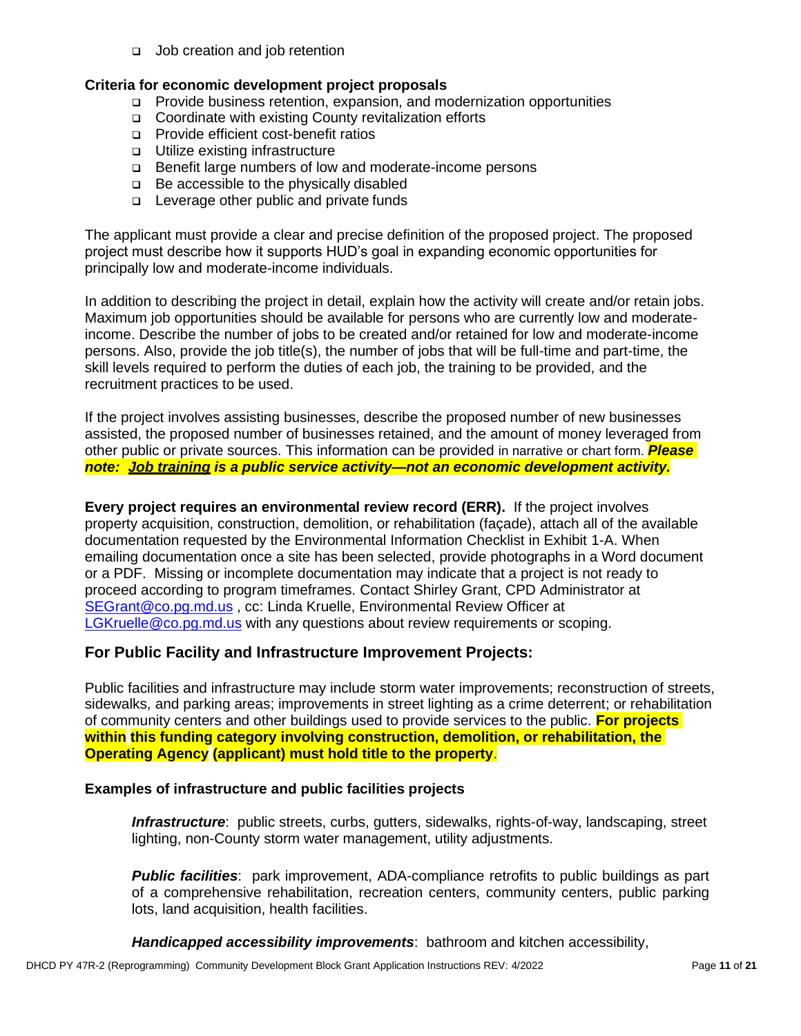- Job creation and job retention

**Criteria for economic development project proposals**

- Provide business retention, expansion, and modernization opportunities
- Coordinate with existing County revitalization efforts
- Provide efficient cost-benefit ratios
- Utilize existing infrastructure
- Benefit large numbers of low and moderate-income persons
- Be accessible to the physically disabled
- Leverage other public and private funds

The applicant must provide a clear and precise definition of the proposed project. The proposed project must describe how it supports HUD's goal in expanding economic opportunities for principally low and moderate-income individuals.

In addition to describing the project in detail, explain how the activity will create and/or retain jobs. Maximum job opportunities should be available for persons who are currently low and moderate-income. Describe the number of jobs to be created and/or retained for low and moderate-income persons. Also, provide the job title(s), the number of jobs that will be full-time and part-time, the skill levels required to perform the duties of each job, the training to be provided, and the recruitment practices to be used.

If the project involves assisting businesses, describe the proposed number of new businesses assisted, the proposed number of businesses retained, and the amount of money leveraged from other public or private sources. This information can be provided in narrative or chart form. ***Please note: Job training is a public service activity—not an economic development activity.***

**Every project requires an environmental review record (ERR).** If the project involves property acquisition, construction, demolition, or rehabilitation (façade), attach all of the available documentation requested by the Environmental Information Checklist in Exhibit 1-A. When emailing documentation once a site has been selected, provide photographs in a Word document or a PDF. Missing or incomplete documentation may indicate that a project is not ready to proceed according to program timeframes. Contact Shirley Grant, CPD Administrator at SEGrant@co.pg.md.us , cc: Linda Kruelle, Environmental Review Officer at LGKruelle@co.pg.md.us with any questions about review requirements or scoping.

## For Public Facility and Infrastructure Improvement Projects:

Public facilities and infrastructure may include storm water improvements; reconstruction of streets, sidewalks, and parking areas; improvements in street lighting as a crime deterrent; or rehabilitation of community centers and other buildings used to provide services to the public. **For projects within this funding category involving construction, demolition, or rehabilitation, the Operating Agency (applicant) must hold title to the property**.

**Examples of infrastructure and public facilities projects**

***Infrastructure***: public streets, curbs, gutters, sidewalks, rights-of-way, landscaping, street lighting, non-County storm water management, utility adjustments.

***Public facilities***: park improvement, ADA-compliance retrofits to public buildings as part of a comprehensive rehabilitation, recreation centers, community centers, public parking lots, land acquisition, health facilities.

***Handicapped accessibility improvements***: bathroom and kitchen accessibility,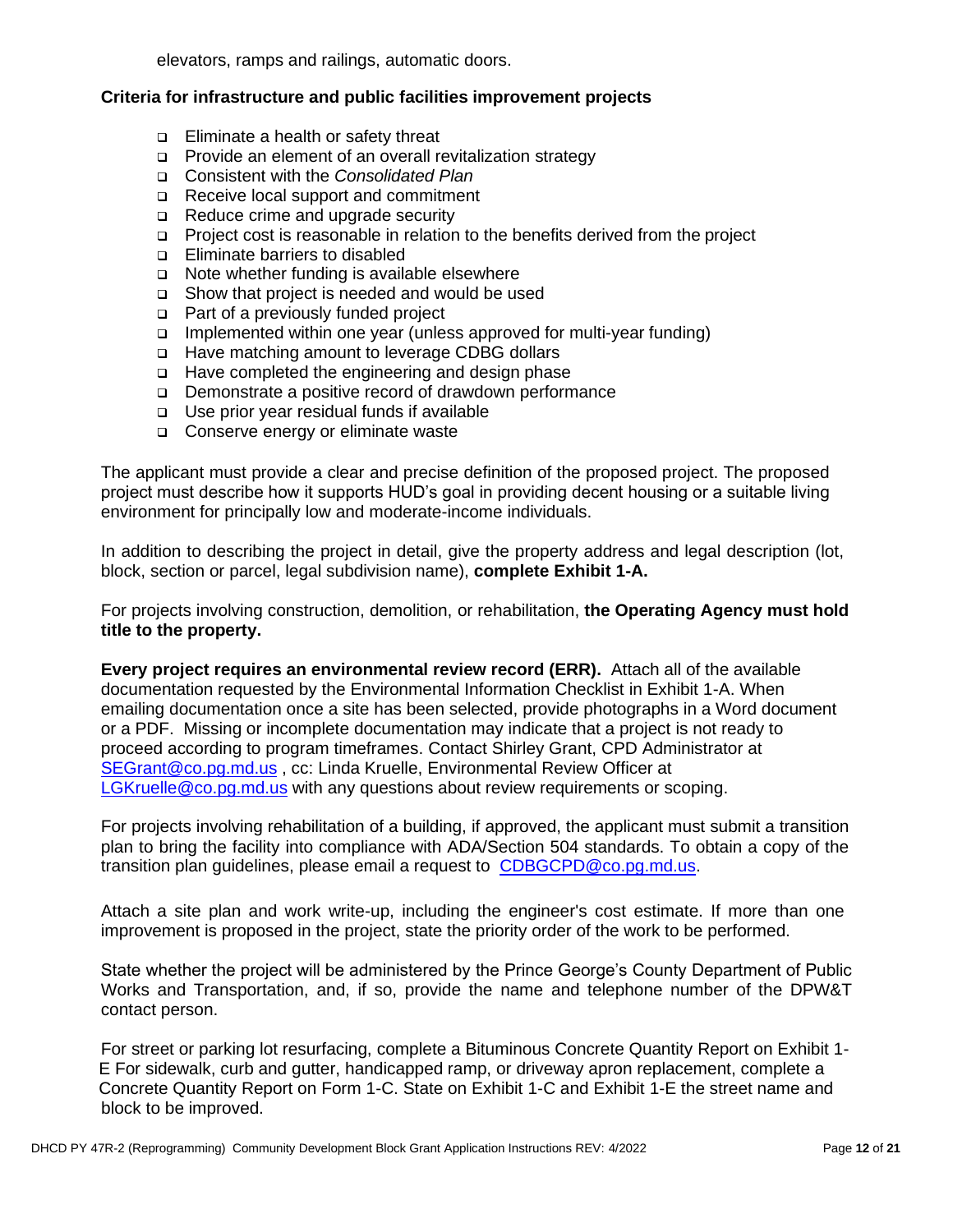elevators, ramps and railings, automatic doors.

**Criteria for infrastructure and public facilities improvement projects**

- Eliminate a health or safety threat
- Provide an element of an overall revitalization strategy
- Consistent with the *Consolidated Plan*
- Receive local support and commitment
- Reduce crime and upgrade security
- Project cost is reasonable in relation to the benefits derived from the project
- Eliminate barriers to disabled
- Note whether funding is available elsewhere
- Show that project is needed and would be used
- Part of a previously funded project
- Implemented within one year (unless approved for multi-year funding)
- Have matching amount to leverage CDBG dollars
- Have completed the engineering and design phase
- Demonstrate a positive record of drawdown performance
- Use prior year residual funds if available
- Conserve energy or eliminate waste

The applicant must provide a clear and precise definition of the proposed project. The proposed project must describe how it supports HUD's goal in providing decent housing or a suitable living environment for principally low and moderate-income individuals.

In addition to describing the project in detail, give the property address and legal description (lot, block, section or parcel, legal subdivision name), **complete Exhibit 1-A.**

For projects involving construction, demolition, or rehabilitation, **the Operating Agency must hold title to the property.**

**Every project requires an environmental review record (ERR).** Attach all of the available documentation requested by the Environmental Information Checklist in Exhibit 1-A. When emailing documentation once a site has been selected, provide photographs in a Word document or a PDF. Missing or incomplete documentation may indicate that a project is not ready to proceed according to program timeframes. Contact Shirley Grant, CPD Administrator at SEGrant@co.pg.md.us , cc: Linda Kruelle, Environmental Review Officer at LGKruelle@co.pg.md.us with any questions about review requirements or scoping.

For projects involving rehabilitation of a building, if approved, the applicant must submit a transition plan to bring the facility into compliance with ADA/Section 504 standards. To obtain a copy of the transition plan guidelines, please email a request to CDBGCPD@co.pg.md.us.

Attach a site plan and work write-up, including the engineer's cost estimate. If more than one improvement is proposed in the project, state the priority order of the work to be performed.

State whether the project will be administered by the Prince George's County Department of Public Works and Transportation, and, if so, provide the name and telephone number of the DPW&T contact person.

For street or parking lot resurfacing, complete a Bituminous Concrete Quantity Report on Exhibit 1-E For sidewalk, curb and gutter, handicapped ramp, or driveway apron replacement, complete a Concrete Quantity Report on Form 1-C. State on Exhibit 1-C and Exhibit 1-E the street name and block to be improved.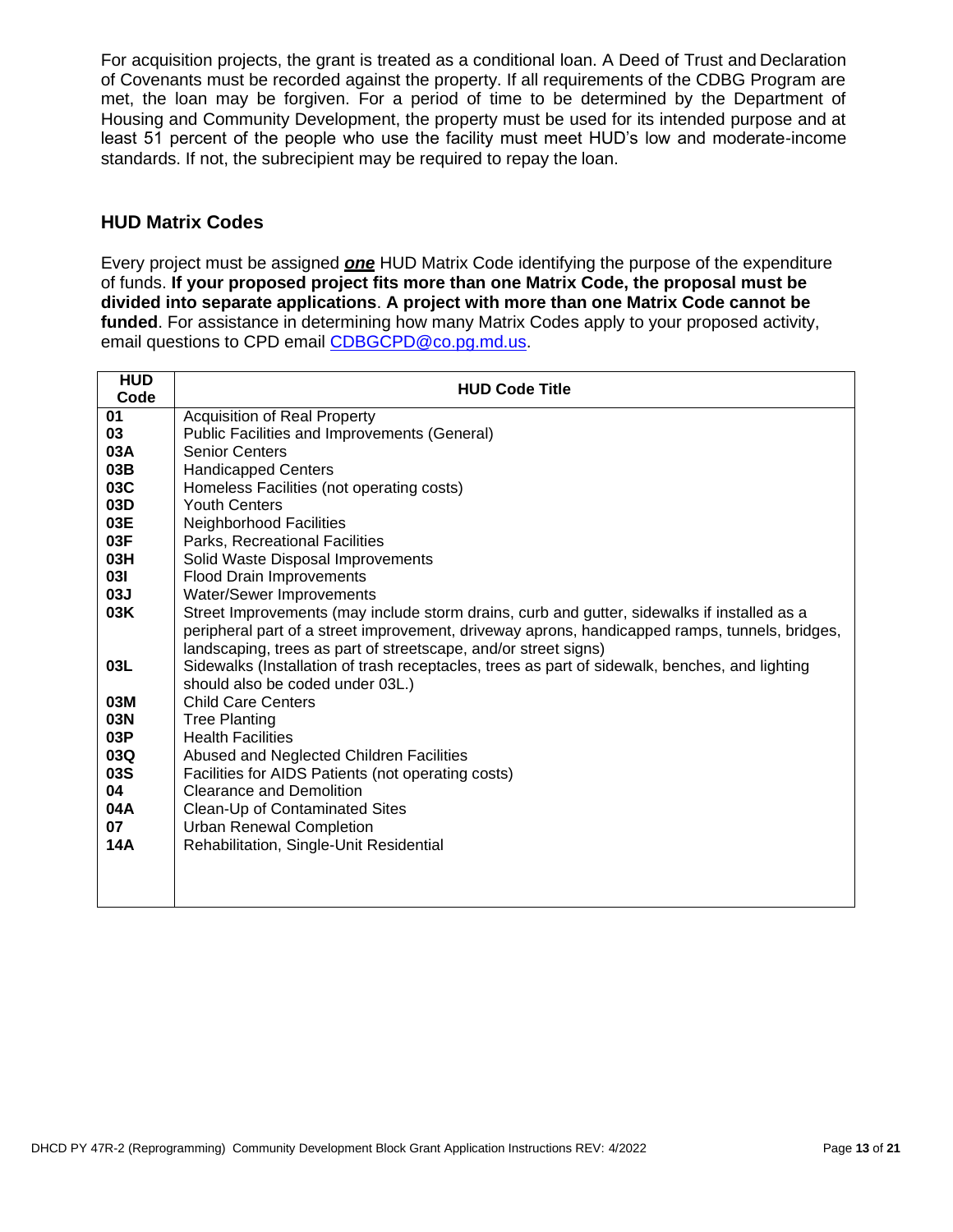For acquisition projects, the grant is treated as a conditional loan. A Deed of Trust and Declaration of Covenants must be recorded against the property. If all requirements of the CDBG Program are met, the loan may be forgiven. For a period of time to be determined by the Department of Housing and Community Development, the property must be used for its intended purpose and at least 51 percent of the people who use the facility must meet HUD's low and moderate-income standards. If not, the subrecipient may be required to repay the loan.

## HUD Matrix Codes

Every project must be assigned ***one*** HUD Matrix Code identifying the purpose of the expenditure of funds. **If your proposed project fits more than one Matrix Code, the proposal must be divided into separate applications**. **A project with more than one Matrix Code cannot be funded**. For assistance in determining how many Matrix Codes apply to your proposed activity, email questions to CPD email CDBGCPD@co.pg.md.us.

| HUD Code | HUD Code Title |
|---|---|
| **01** | Acquisition of Real Property |
| **03** | Public Facilities and Improvements (General) |
| **03A** | Senior Centers |
| **03B** | Handicapped Centers |
| **03C** | Homeless Facilities (not operating costs) |
| **03D** | Youth Centers |
| **03E** | Neighborhood Facilities |
| **03F** | Parks, Recreational Facilities |
| **03H** | Solid Waste Disposal Improvements |
| **03I** | Flood Drain Improvements |
| **03J** | Water/Sewer Improvements |
| **03K** | Street Improvements (may include storm drains, curb and gutter, sidewalks if installed as a peripheral part of a street improvement, driveway aprons, handicapped ramps, tunnels, bridges, landscaping, trees as part of streetscape, and/or street signs) |
| **03L** | Sidewalks (Installation of trash receptacles, trees as part of sidewalk, benches, and lighting should also be coded under 03L.) |
| **03M** | Child Care Centers |
| **03N** | Tree Planting |
| **03P** | Health Facilities |
| **03Q** | Abused and Neglected Children Facilities |
| **03S** | Facilities for AIDS Patients (not operating costs) |
| **04** | Clearance and Demolition |
| **04A** | Clean-Up of Contaminated Sites |
| **07** | Urban Renewal Completion |
| **14A** | Rehabilitation, Single-Unit Residential |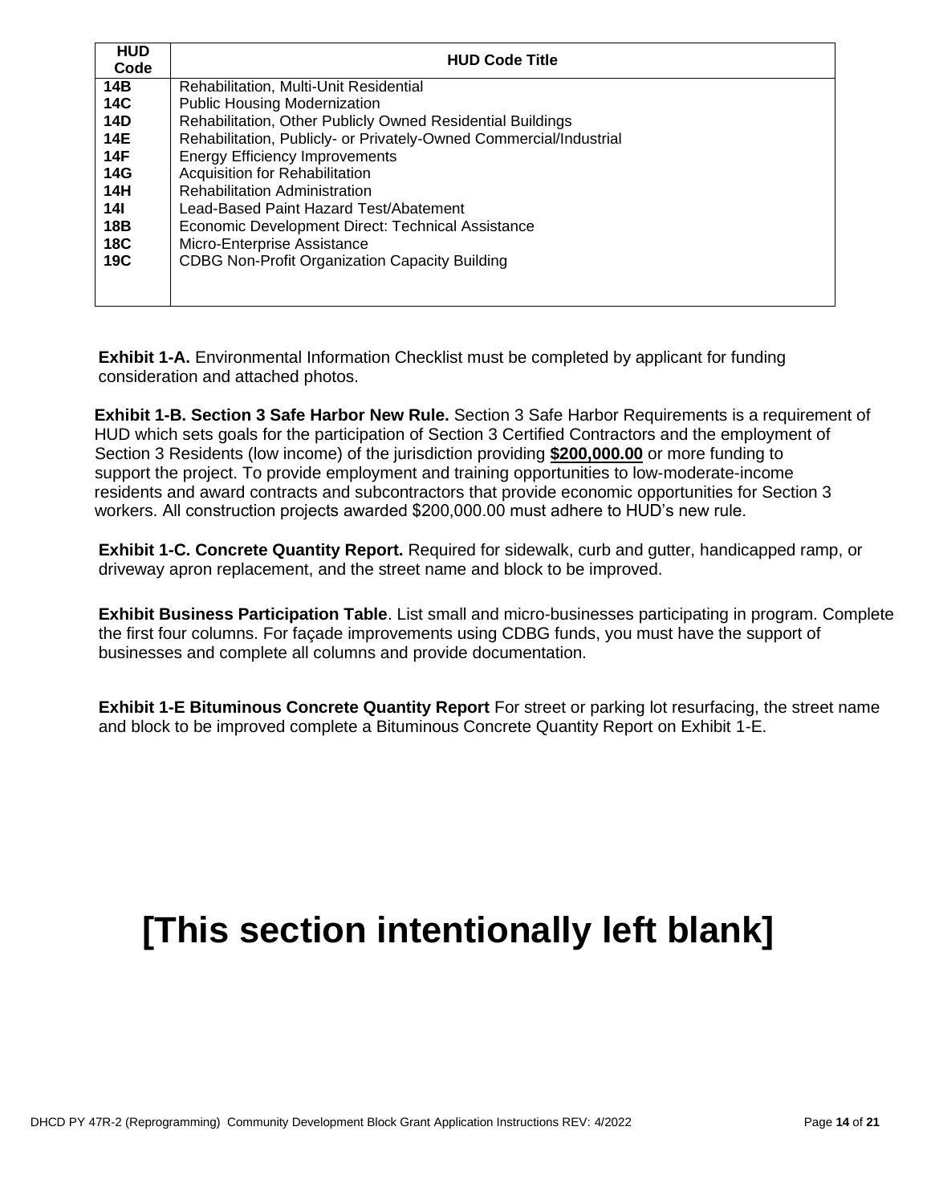| HUD Code | HUD Code Title |
|---|---|
| 14B | Rehabilitation, Multi-Unit Residential |
| 14C | Public Housing Modernization |
| 14D | Rehabilitation, Other Publicly Owned Residential Buildings |
| 14E | Rehabilitation, Publicly- or Privately-Owned Commercial/Industrial |
| 14F | Energy Efficiency Improvements |
| 14G | Acquisition for Rehabilitation |
| 14H | Rehabilitation Administration |
| 14I | Lead-Based Paint Hazard Test/Abatement |
| 18B | Economic Development Direct: Technical Assistance |
| 18C | Micro-Enterprise Assistance |
| 19C | CDBG Non-Profit Organization Capacity Building |

**Exhibit 1-A.** Environmental Information Checklist must be completed by applicant for funding consideration and attached photos.

**Exhibit 1-B. Section 3 Safe Harbor New Rule.** Section 3 Safe Harbor Requirements is a requirement of HUD which sets goals for the participation of Section 3 Certified Contractors and the employment of Section 3 Residents (low income) of the jurisdiction providing **$200,000.00** or more funding to support the project. To provide employment and training opportunities to low-moderate-income residents and award contracts and subcontractors that provide economic opportunities for Section 3 workers. All construction projects awarded $200,000.00 must adhere to HUD's new rule.

**Exhibit 1-C. Concrete Quantity Report.** Required for sidewalk, curb and gutter, handicapped ramp, or driveway apron replacement, and the street name and block to be improved.

**Exhibit Business Participation Table**. List small and micro-businesses participating in program. Complete the first four columns. For façade improvements using CDBG funds, you must have the support of businesses and complete all columns and provide documentation.

**Exhibit 1-E Bituminous Concrete Quantity Report** For street or parking lot resurfacing, the street name and block to be improved complete a Bituminous Concrete Quantity Report on Exhibit 1-E.

# [This section intentionally left blank]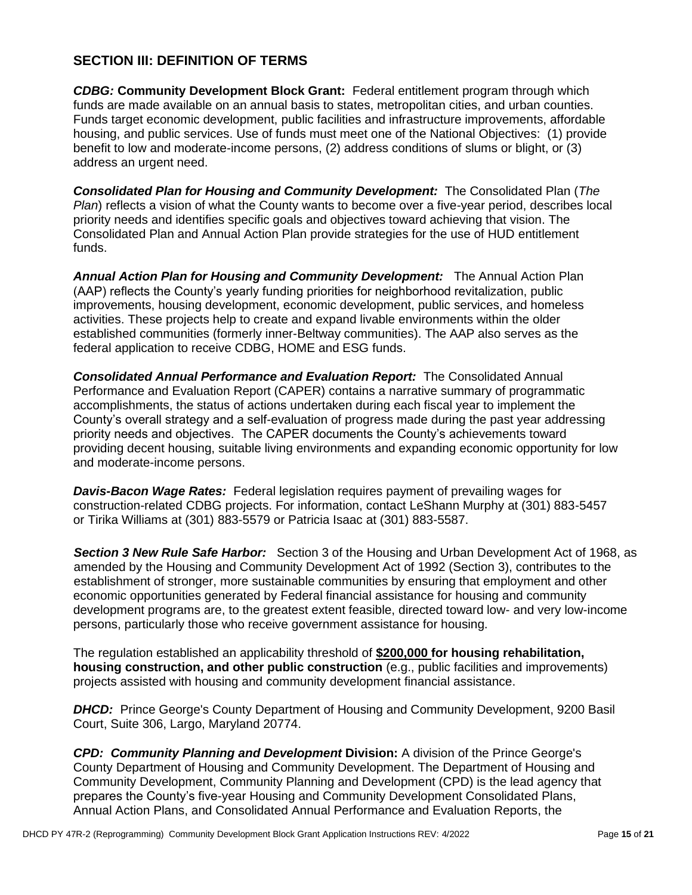## SECTION III: DEFINITION OF TERMS

***CDBG:* Community Development Block Grant:** Federal entitlement program through which funds are made available on an annual basis to states, metropolitan cities, and urban counties. Funds target economic development, public facilities and infrastructure improvements, affordable housing, and public services. Use of funds must meet one of the National Objectives: (1) provide benefit to low and moderate-income persons, (2) address conditions of slums or blight, or (3) address an urgent need.

***Consolidated Plan for Housing and Community Development:*** The Consolidated Plan (*The Plan*) reflects a vision of what the County wants to become over a five-year period, describes local priority needs and identifies specific goals and objectives toward achieving that vision. The Consolidated Plan and Annual Action Plan provide strategies for the use of HUD entitlement funds.

***Annual Action Plan for Housing and Community Development:*** The Annual Action Plan (AAP) reflects the County's yearly funding priorities for neighborhood revitalization, public improvements, housing development, economic development, public services, and homeless activities. These projects help to create and expand livable environments within the older established communities (formerly inner-Beltway communities). The AAP also serves as the federal application to receive CDBG, HOME and ESG funds.

***Consolidated Annual Performance and Evaluation Report:*** The Consolidated Annual Performance and Evaluation Report (CAPER) contains a narrative summary of programmatic accomplishments, the status of actions undertaken during each fiscal year to implement the County's overall strategy and a self-evaluation of progress made during the past year addressing priority needs and objectives. The CAPER documents the County's achievements toward providing decent housing, suitable living environments and expanding economic opportunity for low and moderate-income persons.

***Davis-Bacon Wage Rates:*** Federal legislation requires payment of prevailing wages for construction-related CDBG projects. For information, contact LeShann Murphy at (301) 883-5457 or Tirika Williams at (301) 883-5579 or Patricia Isaac at (301) 883-5587.

***Section 3 New Rule Safe Harbor:*** Section 3 of the Housing and Urban Development Act of 1968, as amended by the Housing and Community Development Act of 1992 (Section 3), contributes to the establishment of stronger, more sustainable communities by ensuring that employment and other economic opportunities generated by Federal financial assistance for housing and community development programs are, to the greatest extent feasible, directed toward low- and very low-income persons, particularly those who receive government assistance for housing.

The regulation established an applicability threshold of **$200,000 for housing rehabilitation, housing construction, and other public construction** (e.g., public facilities and improvements) projects assisted with housing and community development financial assistance.

***DHCD:*** Prince George's County Department of Housing and Community Development, 9200 Basil Court, Suite 306, Largo, Maryland 20774.

***CPD: Community Planning and Development* Division:** A division of the Prince George's County Department of Housing and Community Development. The Department of Housing and Community Development, Community Planning and Development (CPD) is the lead agency that prepares the County's five-year Housing and Community Development Consolidated Plans, Annual Action Plans, and Consolidated Annual Performance and Evaluation Reports, the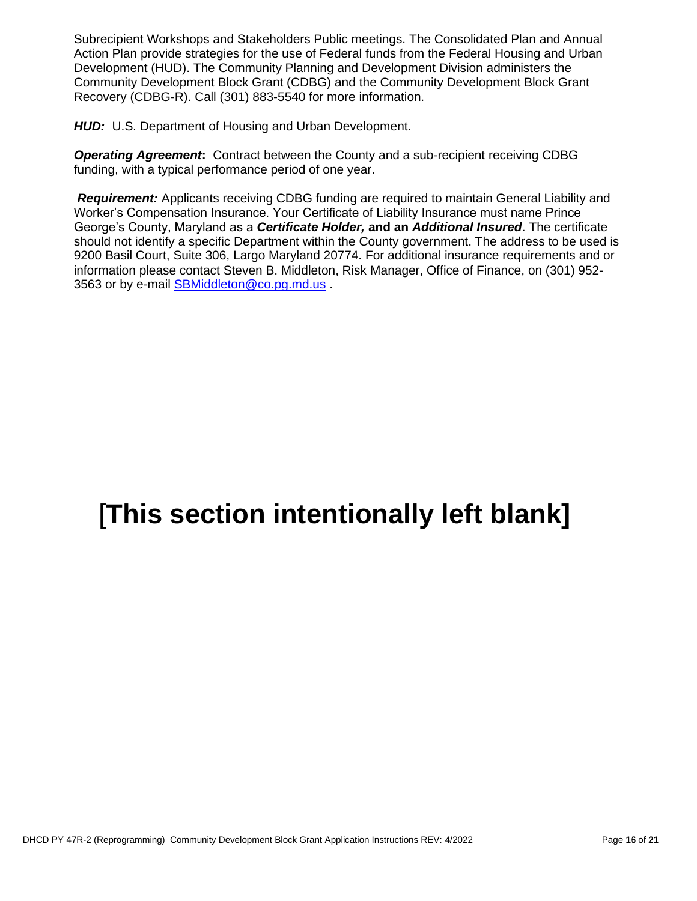Subrecipient Workshops and Stakeholders Public meetings. The Consolidated Plan and Annual Action Plan provide strategies for the use of Federal funds from the Federal Housing and Urban Development (HUD). The Community Planning and Development Division administers the Community Development Block Grant (CDBG) and the Community Development Block Grant Recovery (CDBG-R). Call (301) 883-5540 for more information.

***HUD:*** U.S. Department of Housing and Urban Development.

***Operating Agreement*:** Contract between the County and a sub-recipient receiving CDBG funding, with a typical performance period of one year.

***Requirement:*** Applicants receiving CDBG funding are required to maintain General Liability and Worker's Compensation Insurance. Your Certificate of Liability Insurance must name Prince George's County, Maryland as a ***Certificate Holder,*** **and an** ***Additional Insured***. The certificate should not identify a specific Department within the County government. The address to be used is 9200 Basil Court, Suite 306, Largo Maryland 20774. For additional insurance requirements and or information please contact Steven B. Middleton, Risk Manager, Office of Finance, on (301) 952-3563 or by e-mail SBMiddleton@co.pg.md.us .

# [This section intentionally left blank]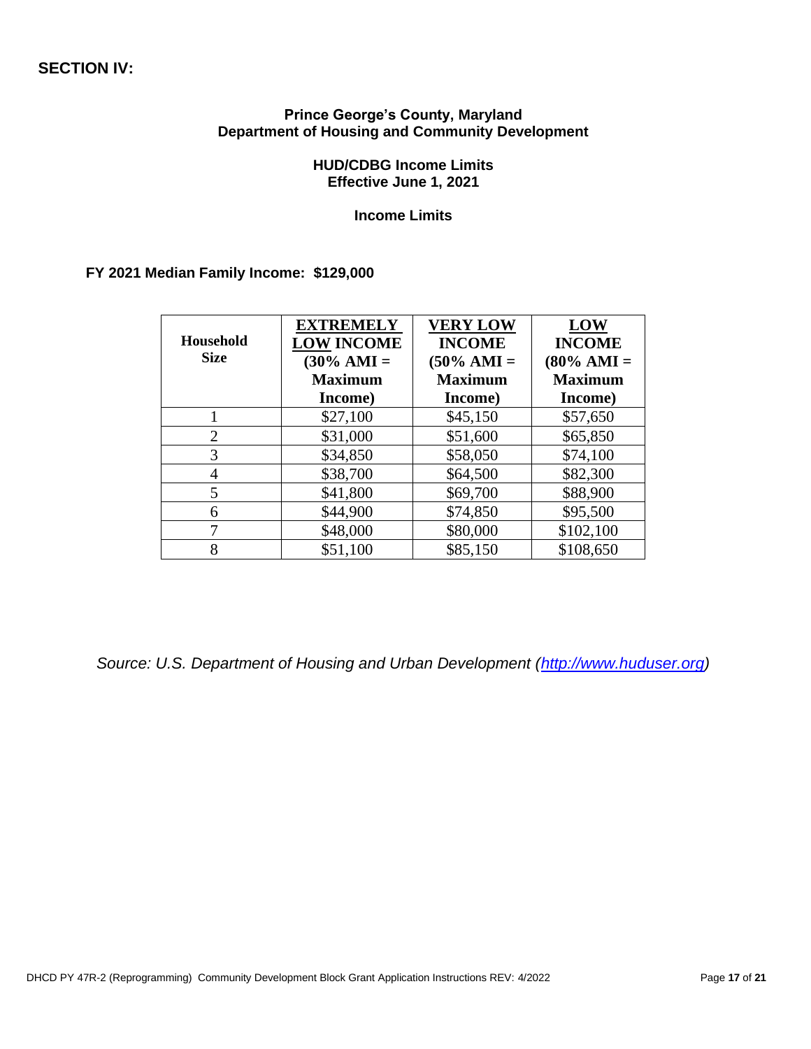## SECTION IV:

**Prince George's County, Maryland**
**Department of Housing and Community Development**

**HUD/CDBG Income Limits**
**Effective June 1, 2021**

**Income Limits**

**FY 2021 Median Family Income: $129,000**

| Household Size | EXTREMELY LOW INCOME (30% AMI = Maximum Income) | VERY LOW INCOME (50% AMI = Maximum Income) | LOW INCOME (80% AMI = Maximum Income) |
|---|---|---|---|
| 1 | $27,100 | $45,150 | $57,650 |
| 2 | $31,000 | $51,600 | $65,850 |
| 3 | $34,850 | $58,050 | $74,100 |
| 4 | $38,700 | $64,500 | $82,300 |
| 5 | $41,800 | $69,700 | $88,900 |
| 6 | $44,900 | $74,850 | $95,500 |
| 7 | $48,000 | $80,000 | $102,100 |
| 8 | $51,100 | $85,150 | $108,650 |

*Source: U.S. Department of Housing and Urban Development (http://www.huduser.org)*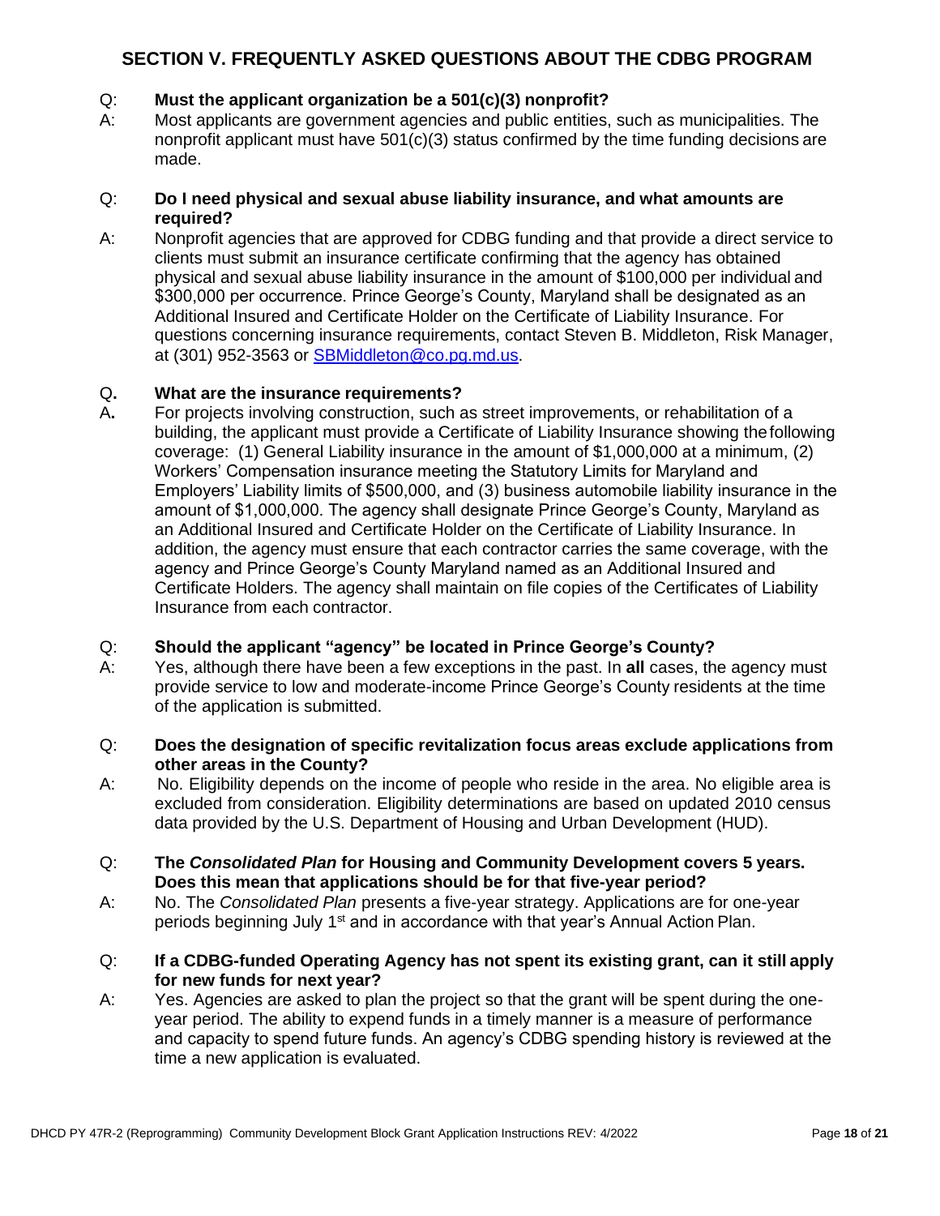## SECTION V. FREQUENTLY ASKED QUESTIONS ABOUT THE CDBG PROGRAM

Q: **Must the applicant organization be a 501(c)(3) nonprofit?**

A: Most applicants are government agencies and public entities, such as municipalities. The nonprofit applicant must have 501(c)(3) status confirmed by the time funding decisions are made.

Q: **Do I need physical and sexual abuse liability insurance, and what amounts are required?**

A: Nonprofit agencies that are approved for CDBG funding and that provide a direct service to clients must submit an insurance certificate confirming that the agency has obtained physical and sexual abuse liability insurance in the amount of $100,000 per individual and $300,000 per occurrence. Prince George's County, Maryland shall be designated as an Additional Insured and Certificate Holder on the Certificate of Liability Insurance. For questions concerning insurance requirements, contact Steven B. Middleton, Risk Manager, at (301) 952-3563 or [SBMiddleton@co.pg.md.us](mailto:SBMiddleton@co.pg.md.us).

Q**. What are the insurance requirements?**

A**.** For projects involving construction, such as street improvements, or rehabilitation of a building, the applicant must provide a Certificate of Liability Insurance showing the following coverage: (1) General Liability insurance in the amount of $1,000,000 at a minimum, (2) Workers' Compensation insurance meeting the Statutory Limits for Maryland and Employers' Liability limits of $500,000, and (3) business automobile liability insurance in the amount of $1,000,000. The agency shall designate Prince George's County, Maryland as an Additional Insured and Certificate Holder on the Certificate of Liability Insurance. In addition, the agency must ensure that each contractor carries the same coverage, with the agency and Prince George's County Maryland named as an Additional Insured and Certificate Holders. The agency shall maintain on file copies of the Certificates of Liability Insurance from each contractor.

Q: **Should the applicant "agency" be located in Prince George's County?**

A: Yes, although there have been a few exceptions in the past. In **all** cases, the agency must provide service to low and moderate-income Prince George's County residents at the time of the application is submitted.

Q: **Does the designation of specific revitalization focus areas exclude applications from other areas in the County?**

A: No. Eligibility depends on the income of people who reside in the area. No eligible area is excluded from consideration. Eligibility determinations are based on updated 2010 census data provided by the U.S. Department of Housing and Urban Development (HUD).

Q: **The *Consolidated Plan* for Housing and Community Development covers 5 years. Does this mean that applications should be for that five-year period?**

A: No. The *Consolidated Plan* presents a five-year strategy. Applications are for one-year periods beginning July 1st and in accordance with that year's Annual Action Plan.

Q: **If a CDBG-funded Operating Agency has not spent its existing grant, can it still apply for new funds for next year?**

A: Yes. Agencies are asked to plan the project so that the grant will be spent during the one-year period. The ability to expend funds in a timely manner is a measure of performance and capacity to spend future funds. An agency's CDBG spending history is reviewed at the time a new application is evaluated.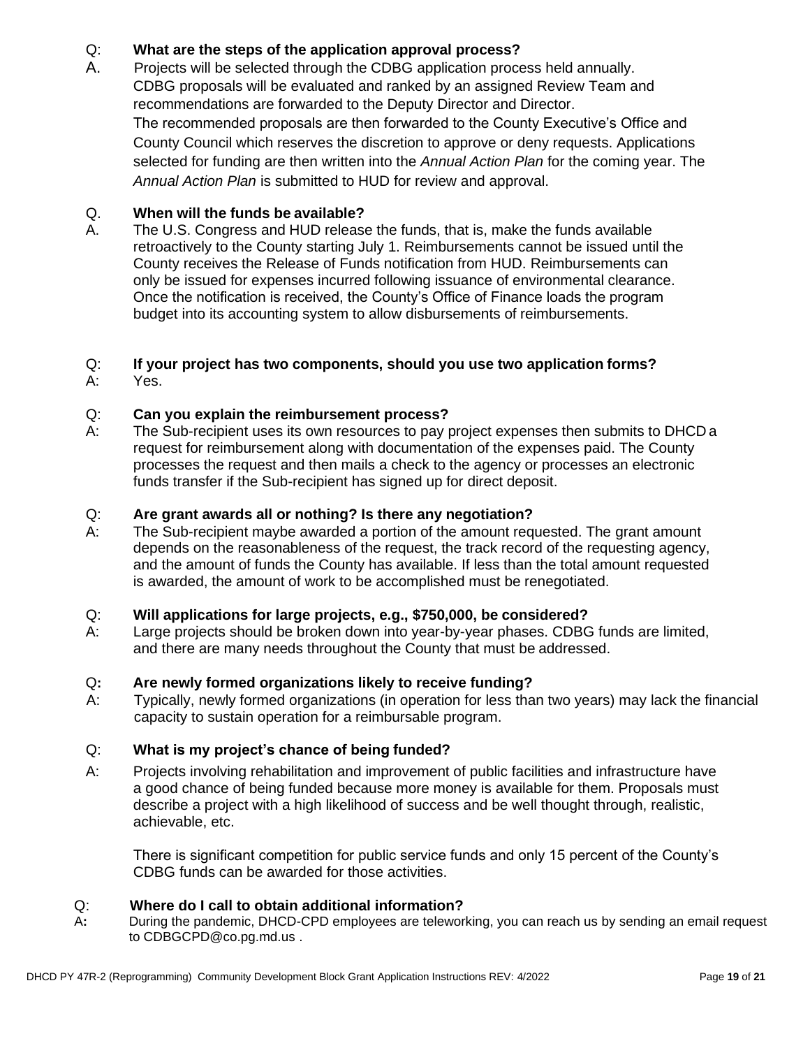Q: **What are the steps of the application approval process?**

A. Projects will be selected through the CDBG application process held annually. CDBG proposals will be evaluated and ranked by an assigned Review Team and recommendations are forwarded to the Deputy Director and Director. The recommended proposals are then forwarded to the County Executive's Office and County Council which reserves the discretion to approve or deny requests. Applications selected for funding are then written into the *Annual Action Plan* for the coming year. The *Annual Action Plan* is submitted to HUD for review and approval.

Q. **When will the funds be available?**

A. The U.S. Congress and HUD release the funds, that is, make the funds available retroactively to the County starting July 1. Reimbursements cannot be issued until the County receives the Release of Funds notification from HUD. Reimbursements can only be issued for expenses incurred following issuance of environmental clearance. Once the notification is received, the County's Office of Finance loads the program budget into its accounting system to allow disbursements of reimbursements.

Q: **If your project has two components, should you use two application forms?**

A: Yes.

Q: **Can you explain the reimbursement process?**

A: The Sub-recipient uses its own resources to pay project expenses then submits to DHCD a request for reimbursement along with documentation of the expenses paid. The County processes the request and then mails a check to the agency or processes an electronic funds transfer if the Sub-recipient has signed up for direct deposit.

Q: **Are grant awards all or nothing? Is there any negotiation?**

A: The Sub-recipient maybe awarded a portion of the amount requested. The grant amount depends on the reasonableness of the request, the track record of the requesting agency, and the amount of funds the County has available. If less than the total amount requested is awarded, the amount of work to be accomplished must be renegotiated.

Q: **Will applications for large projects, e.g., $750,000, be considered?**

A: Large projects should be broken down into year-by-year phases. CDBG funds are limited, and there are many needs throughout the County that must be addressed.

Q**: Are newly formed organizations likely to receive funding?**

A: Typically, newly formed organizations (in operation for less than two years) may lack the financial capacity to sustain operation for a reimbursable program.

Q: **What is my project's chance of being funded?**

A: Projects involving rehabilitation and improvement of public facilities and infrastructure have a good chance of being funded because more money is available for them. Proposals must describe a project with a high likelihood of success and be well thought through, realistic, achievable, etc.

There is significant competition for public service funds and only 15 percent of the County's CDBG funds can be awarded for those activities.

Q: **Where do I call to obtain additional information?**

A**:** During the pandemic, DHCD-CPD employees are teleworking, you can reach us by sending an email request to CDBGCPD@co.pg.md.us .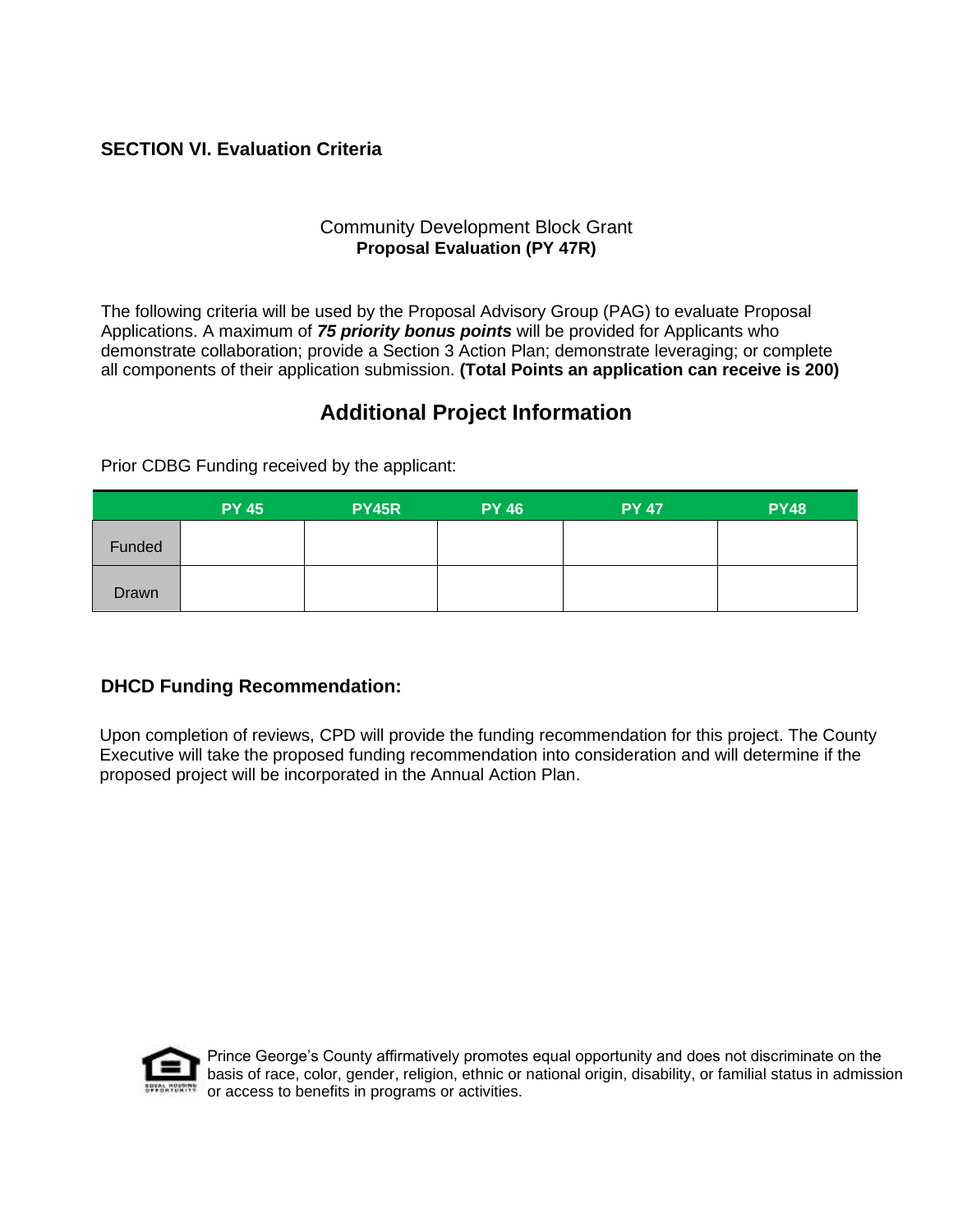**SECTION VI. Evaluation Criteria**

Community Development Block Grant
**Proposal Evaluation (PY 47R)**

The following criteria will be used by the Proposal Advisory Group (PAG) to evaluate Proposal Applications. A maximum of ***75 priority bonus points*** will be provided for Applicants who demonstrate collaboration; provide a Section 3 Action Plan; demonstrate leveraging; or complete all components of their application submission. **(Total Points an application can receive is 200)**

## Additional Project Information

Prior CDBG Funding received by the applicant:

| | PY 45 | PY45R | PY 46 | PY 47 | PY48 |
|---|---|---|---|---|---|
| Funded | | | | | |
| Drawn | | | | | |

**DHCD Funding Recommendation:**

Upon completion of reviews, CPD will provide the funding recommendation for this project. The County Executive will take the proposed funding recommendation into consideration and will determine if the proposed project will be incorporated in the Annual Action Plan.

Prince George's County affirmatively promotes equal opportunity and does not discriminate on the basis of race, color, gender, religion, ethnic or national origin, disability, or familial status in admission or access to benefits in programs or activities.